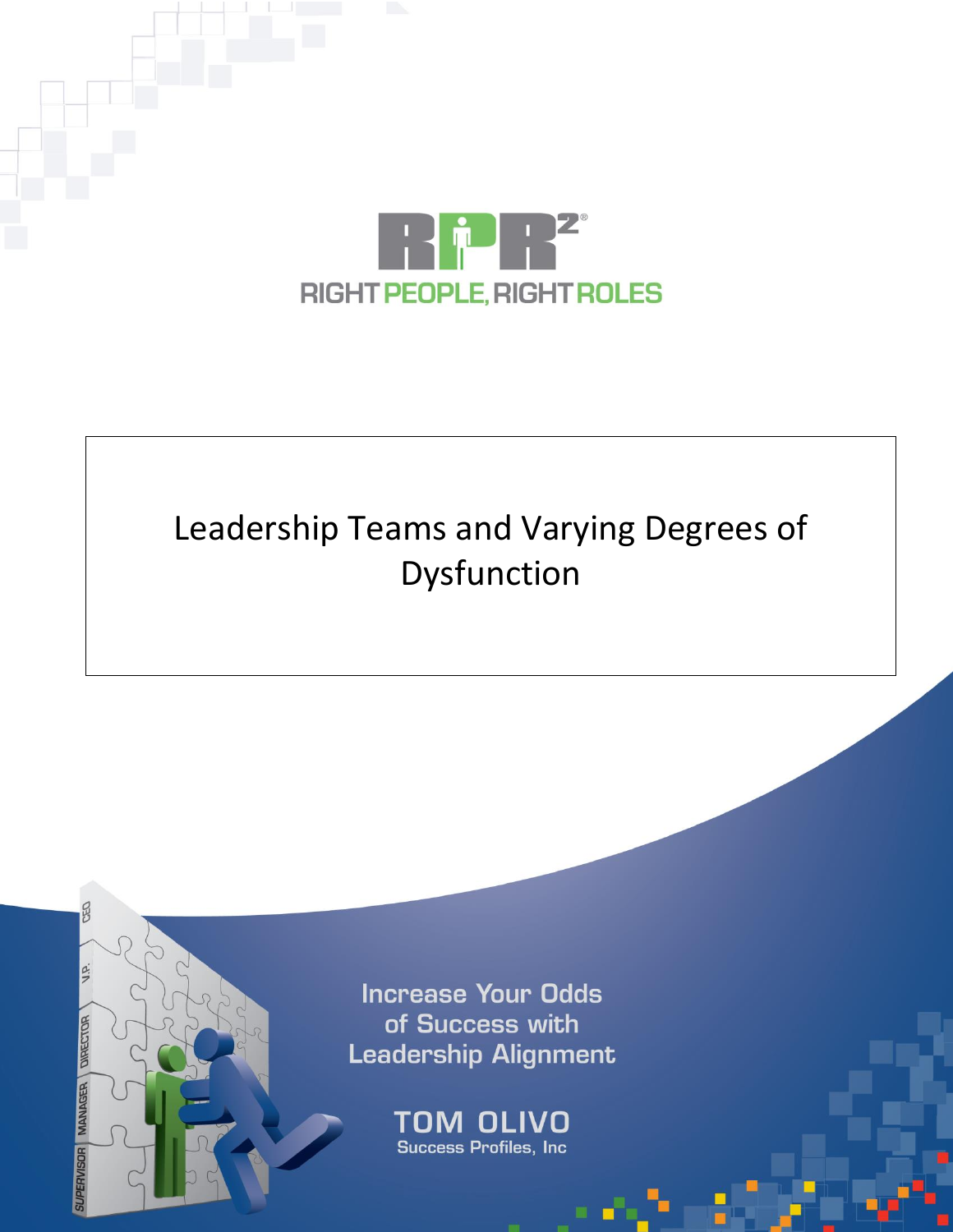RPR²®

RIGHT PEOPLE, RIGHT ROLES

# Leadership Teams and Varying Degrees of Dysfunction

Increase Your Odds of Success with Leadership Alignment

TOM OLIVO

Success Profiles, Inc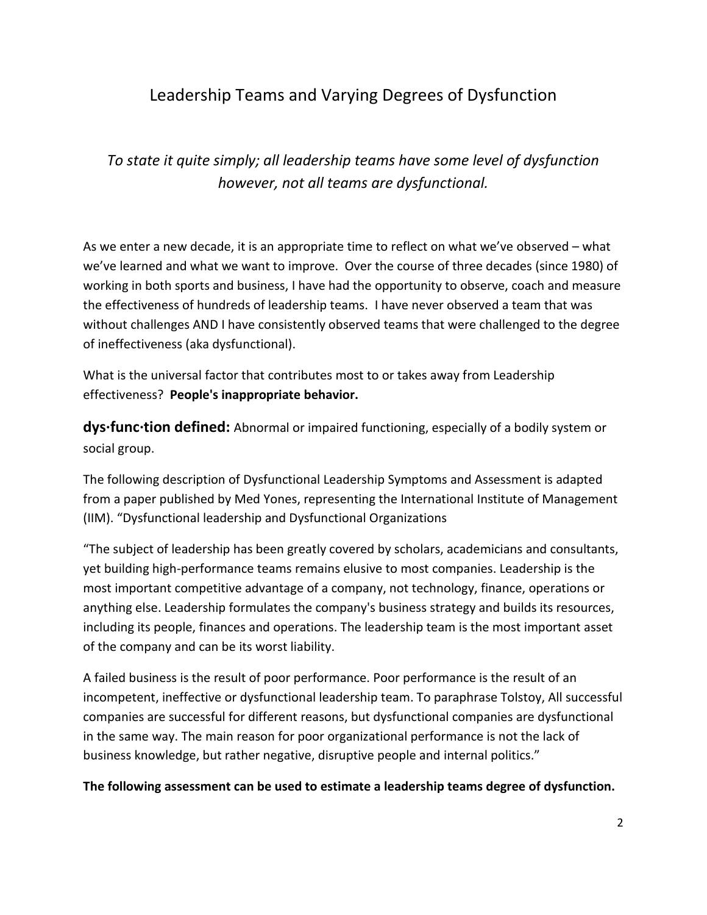# Leadership Teams and Varying Degrees of Dysfunction

*To state it quite simply; all leadership teams have some level of dysfunction however, not all teams are dysfunctional.*

As we enter a new decade, it is an appropriate time to reflect on what we've observed – what we've learned and what we want to improve. Over the course of three decades (since 1980) of working in both sports and business, I have had the opportunity to observe, coach and measure the effectiveness of hundreds of leadership teams. I have never observed a team that was without challenges AND I have consistently observed teams that were challenged to the degree of ineffectiveness (aka dysfunctional).

What is the universal factor that contributes most to or takes away from Leadership effectiveness? **People's inappropriate behavior.**

**dys·func·tion defined:** Abnormal or impaired functioning, especially of a bodily system or social group.

The following description of Dysfunctional Leadership Symptoms and Assessment is adapted from a paper published by Med Yones, representing the International Institute of Management (IIM). "Dysfunctional leadership and Dysfunctional Organizations

"The subject of leadership has been greatly covered by scholars, academicians and consultants, yet building high-performance teams remains elusive to most companies. Leadership is the most important competitive advantage of a company, not technology, finance, operations or anything else. Leadership formulates the company's business strategy and builds its resources, including its people, finances and operations. The leadership team is the most important asset of the company and can be its worst liability.

A failed business is the result of poor performance. Poor performance is the result of an incompetent, ineffective or dysfunctional leadership team. To paraphrase Tolstoy, All successful companies are successful for different reasons, but dysfunctional companies are dysfunctional in the same way. The main reason for poor organizational performance is not the lack of business knowledge, but rather negative, disruptive people and internal politics."

**The following assessment can be used to estimate a leadership teams degree of dysfunction.**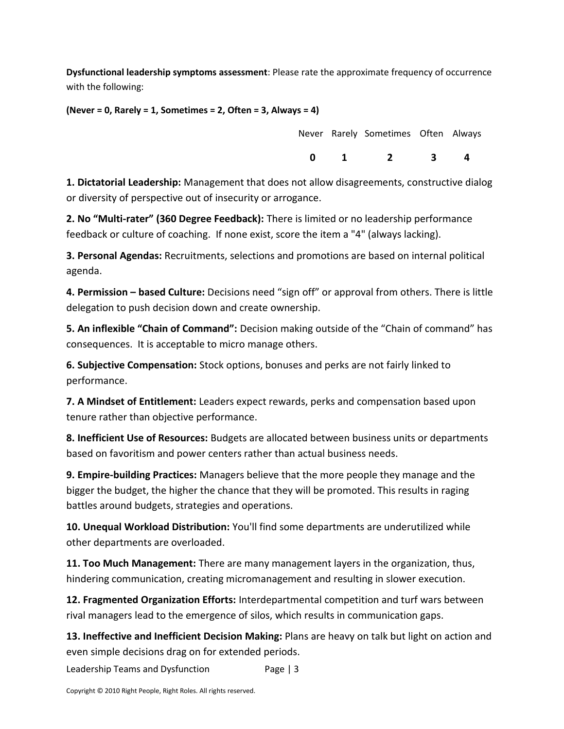**Dysfunctional leadership symptoms assessment**: Please rate the approximate frequency of occurrence with the following:

**(Never = 0, Rarely = 1, Sometimes = 2, Often = 3, Always = 4)**

| Never | Rarely | Sometimes | Often | Always |
|---|---|---|---|---|
| **0** | **1** | **2** | **3** | **4** |

**1. Dictatorial Leadership:** Management that does not allow disagreements, constructive dialog or diversity of perspective out of insecurity or arrogance.

**2. No "Multi-rater" (360 Degree Feedback):** There is limited or no leadership performance feedback or culture of coaching. If none exist, score the item a "4" (always lacking).

**3. Personal Agendas:** Recruitments, selections and promotions are based on internal political agenda.

**4. Permission – based Culture:** Decisions need "sign off" or approval from others. There is little delegation to push decision down and create ownership.

**5. An inflexible "Chain of Command":** Decision making outside of the "Chain of command" has consequences. It is acceptable to micro manage others.

**6. Subjective Compensation:** Stock options, bonuses and perks are not fairly linked to performance.

**7. A Mindset of Entitlement:** Leaders expect rewards, perks and compensation based upon tenure rather than objective performance.

**8. Inefficient Use of Resources:** Budgets are allocated between business units or departments based on favoritism and power centers rather than actual business needs.

**9. Empire-building Practices:** Managers believe that the more people they manage and the bigger the budget, the higher the chance that they will be promoted. This results in raging battles around budgets, strategies and operations.

**10. Unequal Workload Distribution:** You'll find some departments are underutilized while other departments are overloaded.

**11. Too Much Management:** There are many management layers in the organization, thus, hindering communication, creating micromanagement and resulting in slower execution.

**12. Fragmented Organization Efforts:** Interdepartmental competition and turf wars between rival managers lead to the emergence of silos, which results in communication gaps.

**13. Ineffective and Inefficient Decision Making:** Plans are heavy on talk but light on action and even simple decisions drag on for extended periods.

Copyright © 2010 Right People, Right Roles. All rights reserved.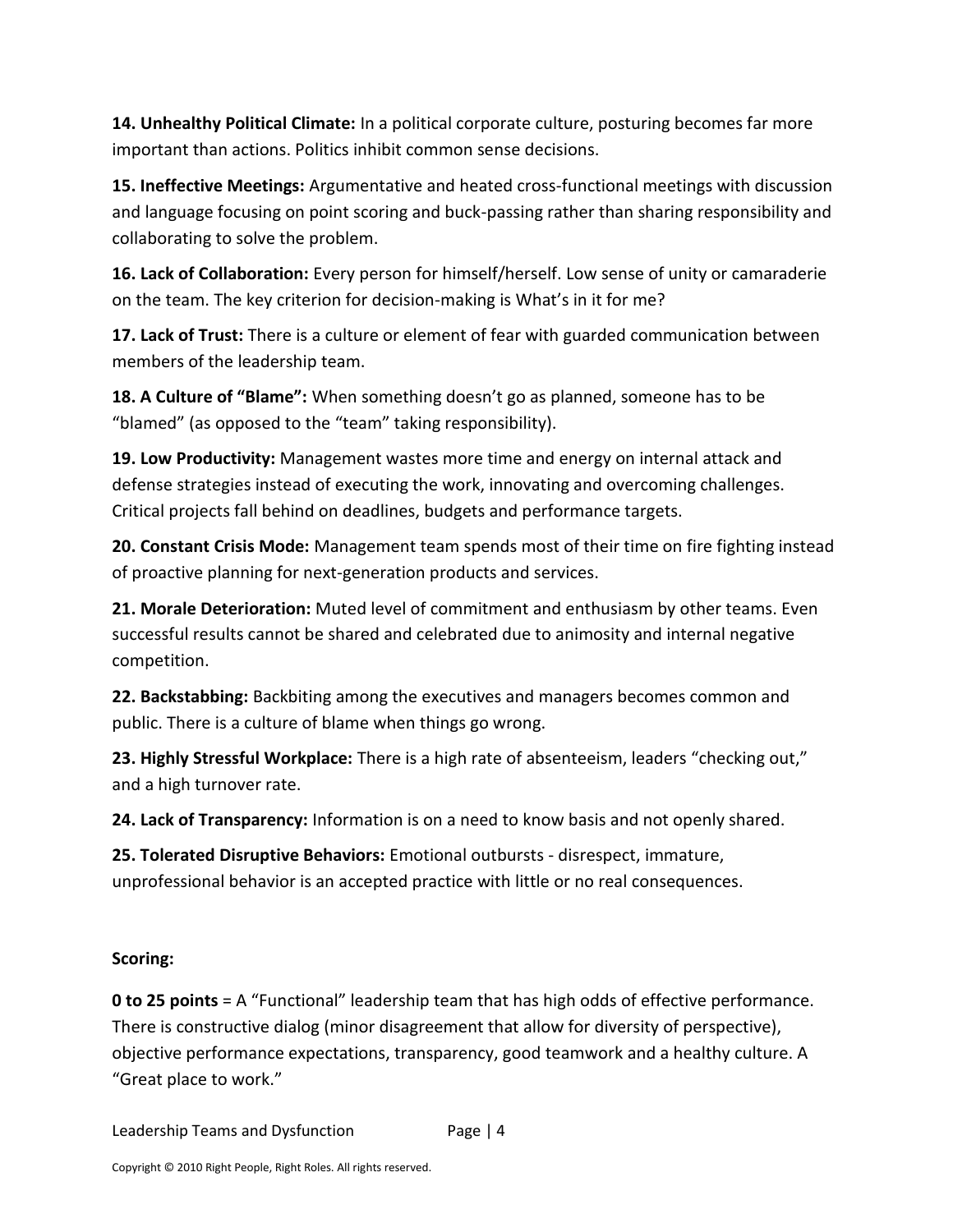**14. Unhealthy Political Climate:** In a political corporate culture, posturing becomes far more important than actions. Politics inhibit common sense decisions.

**15. Ineffective Meetings:** Argumentative and heated cross-functional meetings with discussion and language focusing on point scoring and buck-passing rather than sharing responsibility and collaborating to solve the problem.

**16. Lack of Collaboration:** Every person for himself/herself. Low sense of unity or camaraderie on the team. The key criterion for decision-making is What's in it for me?

**17. Lack of Trust:** There is a culture or element of fear with guarded communication between members of the leadership team.

**18. A Culture of "Blame":** When something doesn't go as planned, someone has to be "blamed" (as opposed to the "team" taking responsibility).

**19. Low Productivity:** Management wastes more time and energy on internal attack and defense strategies instead of executing the work, innovating and overcoming challenges. Critical projects fall behind on deadlines, budgets and performance targets.

**20. Constant Crisis Mode:** Management team spends most of their time on fire fighting instead of proactive planning for next-generation products and services.

**21. Morale Deterioration:** Muted level of commitment and enthusiasm by other teams. Even successful results cannot be shared and celebrated due to animosity and internal negative competition.

**22. Backstabbing:** Backbiting among the executives and managers becomes common and public. There is a culture of blame when things go wrong.

**23. Highly Stressful Workplace:** There is a high rate of absenteeism, leaders "checking out," and a high turnover rate.

**24. Lack of Transparency:** Information is on a need to know basis and not openly shared.

**25. Tolerated Disruptive Behaviors:** Emotional outbursts - disrespect, immature, unprofessional behavior is an accepted practice with little or no real consequences.

**Scoring:**

**0 to 25 points** = A "Functional" leadership team that has high odds of effective performance. There is constructive dialog (minor disagreement that allow for diversity of perspective), objective performance expectations, transparency, good teamwork and a healthy culture. A "Great place to work."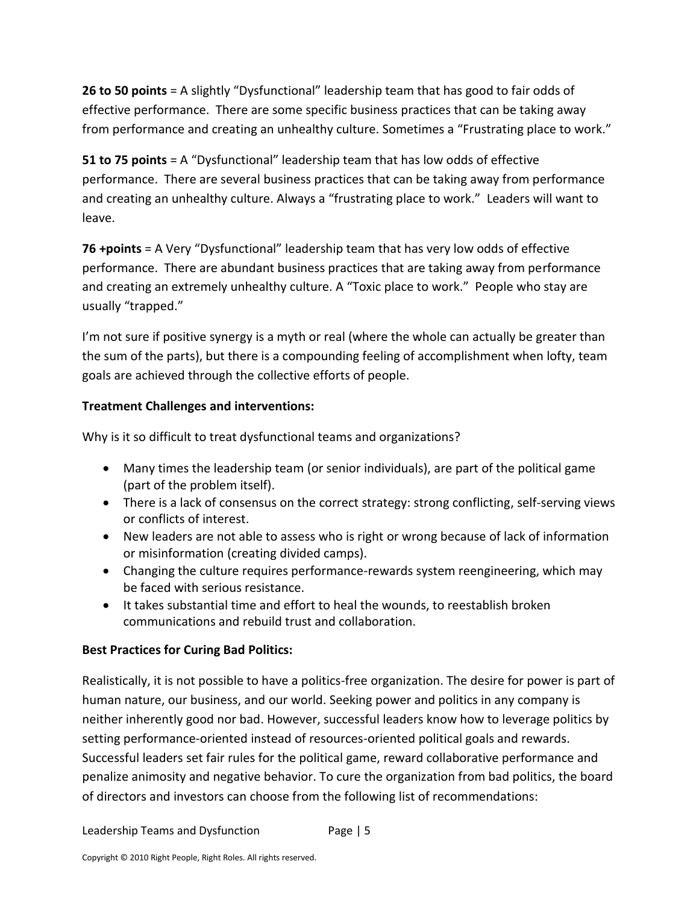**26 to 50 points** = A slightly "Dysfunctional" leadership team that has good to fair odds of effective performance. There are some specific business practices that can be taking away from performance and creating an unhealthy culture. Sometimes a "Frustrating place to work."

**51 to 75 points** = A "Dysfunctional" leadership team that has low odds of effective performance. There are several business practices that can be taking away from performance and creating an unhealthy culture. Always a "frustrating place to work." Leaders will want to leave.

**76 +points** = A Very "Dysfunctional" leadership team that has very low odds of effective performance. There are abundant business practices that are taking away from performance and creating an extremely unhealthy culture. A "Toxic place to work." People who stay are usually "trapped."

I'm not sure if positive synergy is a myth or real (where the whole can actually be greater than the sum of the parts), but there is a compounding feeling of accomplishment when lofty, team goals are achieved through the collective efforts of people.

**Treatment Challenges and interventions:**

Why is it so difficult to treat dysfunctional teams and organizations?

- Many times the leadership team (or senior individuals), are part of the political game (part of the problem itself).
- There is a lack of consensus on the correct strategy: strong conflicting, self-serving views or conflicts of interest.
- New leaders are not able to assess who is right or wrong because of lack of information or misinformation (creating divided camps).
- Changing the culture requires performance-rewards system reengineering, which may be faced with serious resistance.
- It takes substantial time and effort to heal the wounds, to reestablish broken communications and rebuild trust and collaboration.

**Best Practices for Curing Bad Politics:**

Realistically, it is not possible to have a politics-free organization. The desire for power is part of human nature, our business, and our world. Seeking power and politics in any company is neither inherently good nor bad. However, successful leaders know how to leverage politics by setting performance-oriented instead of resources-oriented political goals and rewards. Successful leaders set fair rules for the political game, reward collaborative performance and penalize animosity and negative behavior. To cure the organization from bad politics, the board of directors and investors can choose from the following list of recommendations: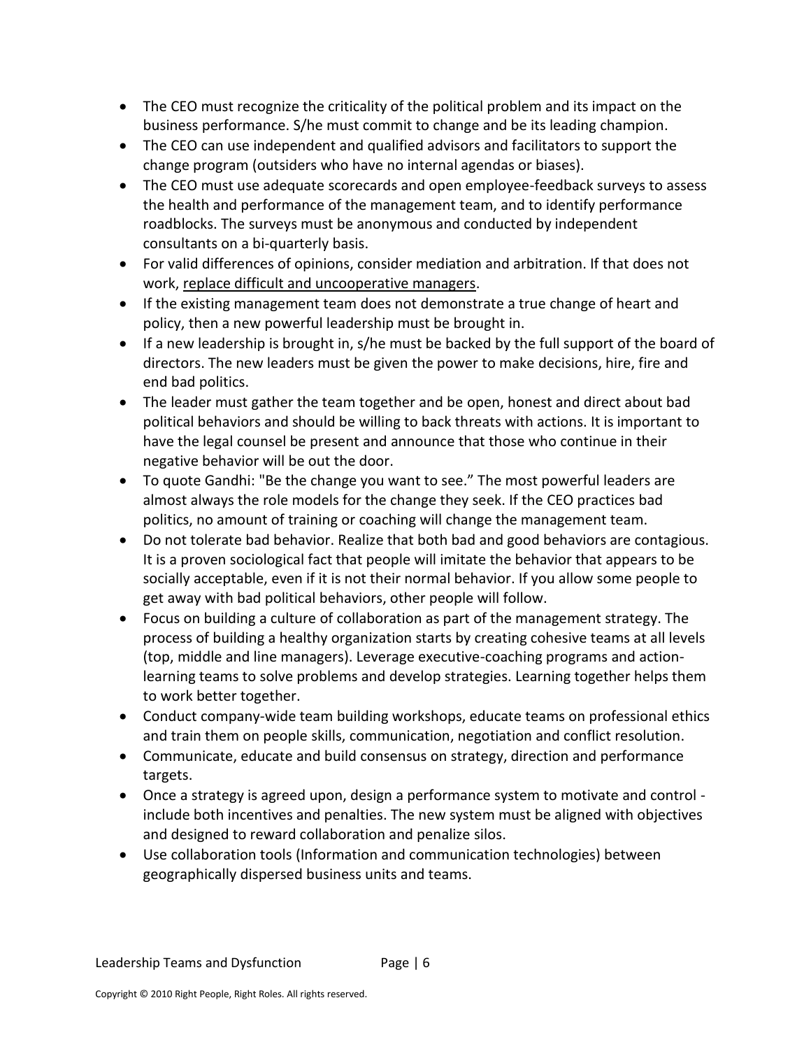- The CEO must recognize the criticality of the political problem and its impact on the business performance. S/he must commit to change and be its leading champion.
- The CEO can use independent and qualified advisors and facilitators to support the change program (outsiders who have no internal agendas or biases).
- The CEO must use adequate scorecards and open employee-feedback surveys to assess the health and performance of the management team, and to identify performance roadblocks. The surveys must be anonymous and conducted by independent consultants on a bi-quarterly basis.
- For valid differences of opinions, consider mediation and arbitration. If that does not work, replace difficult and uncooperative managers.
- If the existing management team does not demonstrate a true change of heart and policy, then a new powerful leadership must be brought in.
- If a new leadership is brought in, s/he must be backed by the full support of the board of directors. The new leaders must be given the power to make decisions, hire, fire and end bad politics.
- The leader must gather the team together and be open, honest and direct about bad political behaviors and should be willing to back threats with actions. It is important to have the legal counsel be present and announce that those who continue in their negative behavior will be out the door.
- To quote Gandhi: "Be the change you want to see." The most powerful leaders are almost always the role models for the change they seek. If the CEO practices bad politics, no amount of training or coaching will change the management team.
- Do not tolerate bad behavior. Realize that both bad and good behaviors are contagious. It is a proven sociological fact that people will imitate the behavior that appears to be socially acceptable, even if it is not their normal behavior. If you allow some people to get away with bad political behaviors, other people will follow.
- Focus on building a culture of collaboration as part of the management strategy. The process of building a healthy organization starts by creating cohesive teams at all levels (top, middle and line managers). Leverage executive-coaching programs and action-learning teams to solve problems and develop strategies. Learning together helps them to work better together.
- Conduct company-wide team building workshops, educate teams on professional ethics and train them on people skills, communication, negotiation and conflict resolution.
- Communicate, educate and build consensus on strategy, direction and performance targets.
- Once a strategy is agreed upon, design a performance system to motivate and control - include both incentives and penalties. The new system must be aligned with objectives and designed to reward collaboration and penalize silos.
- Use collaboration tools (Information and communication technologies) between geographically dispersed business units and teams.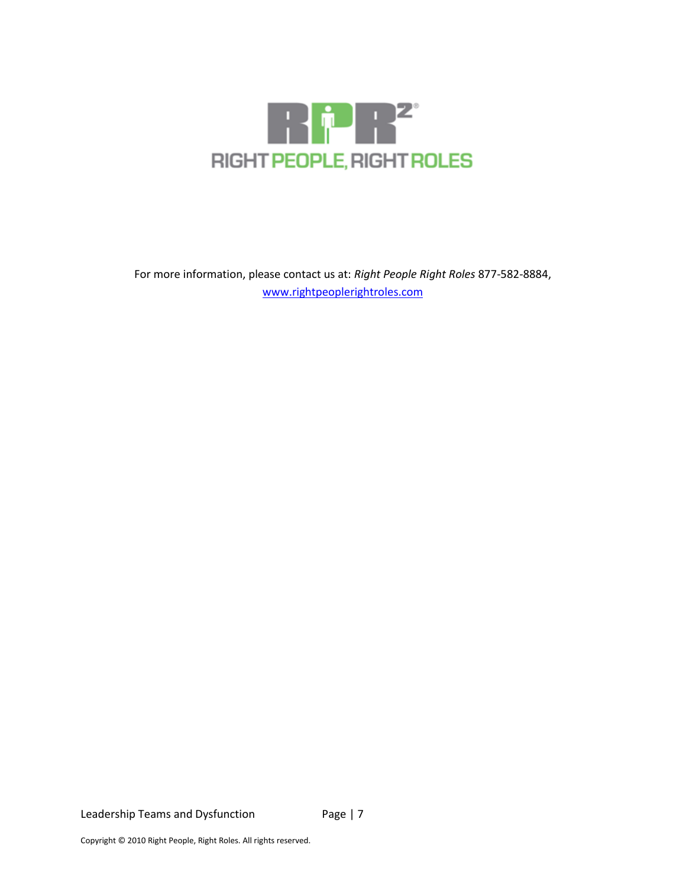RPR²

RIGHT PEOPLE, RIGHT ROLES

For more information, please contact us at: *Right People Right Roles* 877-582-8884, [www.rightpeoplerightroles.com](http://www.rightpeoplerightroles.com)

Copyright © 2010 Right People, Right Roles. All rights reserved.